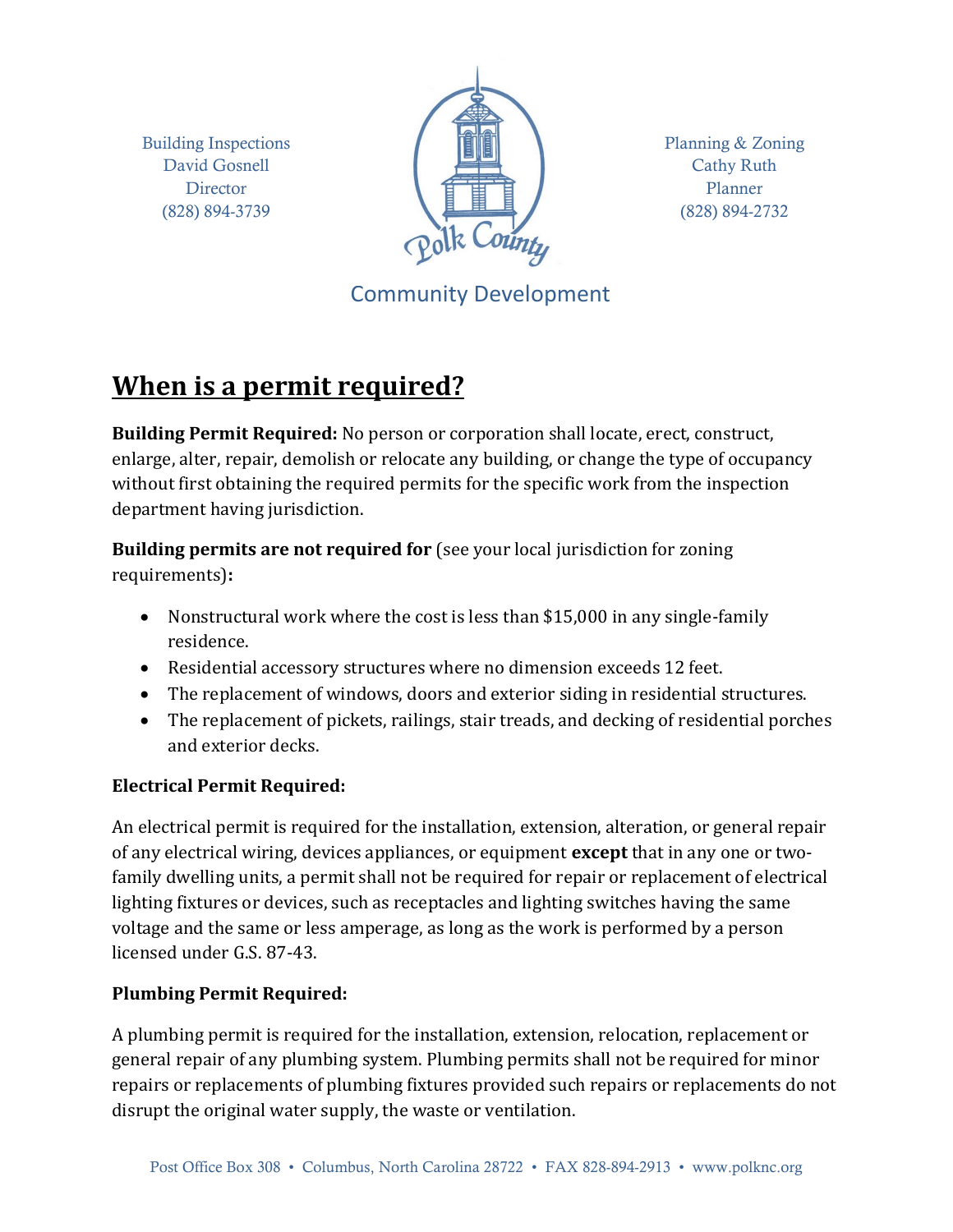Building Inspections
David Gosnell
Director
(828) 894-3739

Planning & Zoning
Cathy Ruth
Planner
(828) 894-2732

Polk County

Community Development

# When is a permit required?

**Building Permit Required:** No person or corporation shall locate, erect, construct, enlarge, alter, repair, demolish or relocate any building, or change the type of occupancy without first obtaining the required permits for the specific work from the inspection department having jurisdiction.

**Building permits are not required for** (see your local jurisdiction for zoning requirements)**:**

- Nonstructural work where the cost is less than $15,000 in any single-family residence.
- Residential accessory structures where no dimension exceeds 12 feet.
- The replacement of windows, doors and exterior siding in residential structures.
- The replacement of pickets, railings, stair treads, and decking of residential porches and exterior decks.

**Electrical Permit Required:**

An electrical permit is required for the installation, extension, alteration, or general repair of any electrical wiring, devices appliances, or equipment **except** that in any one or two-family dwelling units, a permit shall not be required for repair or replacement of electrical lighting fixtures or devices, such as receptacles and lighting switches having the same voltage and the same or less amperage, as long as the work is performed by a person licensed under G.S. 87-43.

**Plumbing Permit Required:**

A plumbing permit is required for the installation, extension, relocation, replacement or general repair of any plumbing system. Plumbing permits shall not be required for minor repairs or replacements of plumbing fixtures provided such repairs or replacements do not disrupt the original water supply, the waste or ventilation.

Post Office Box 308 • Columbus, North Carolina 28722 • FAX 828-894-2913 • www.polknc.org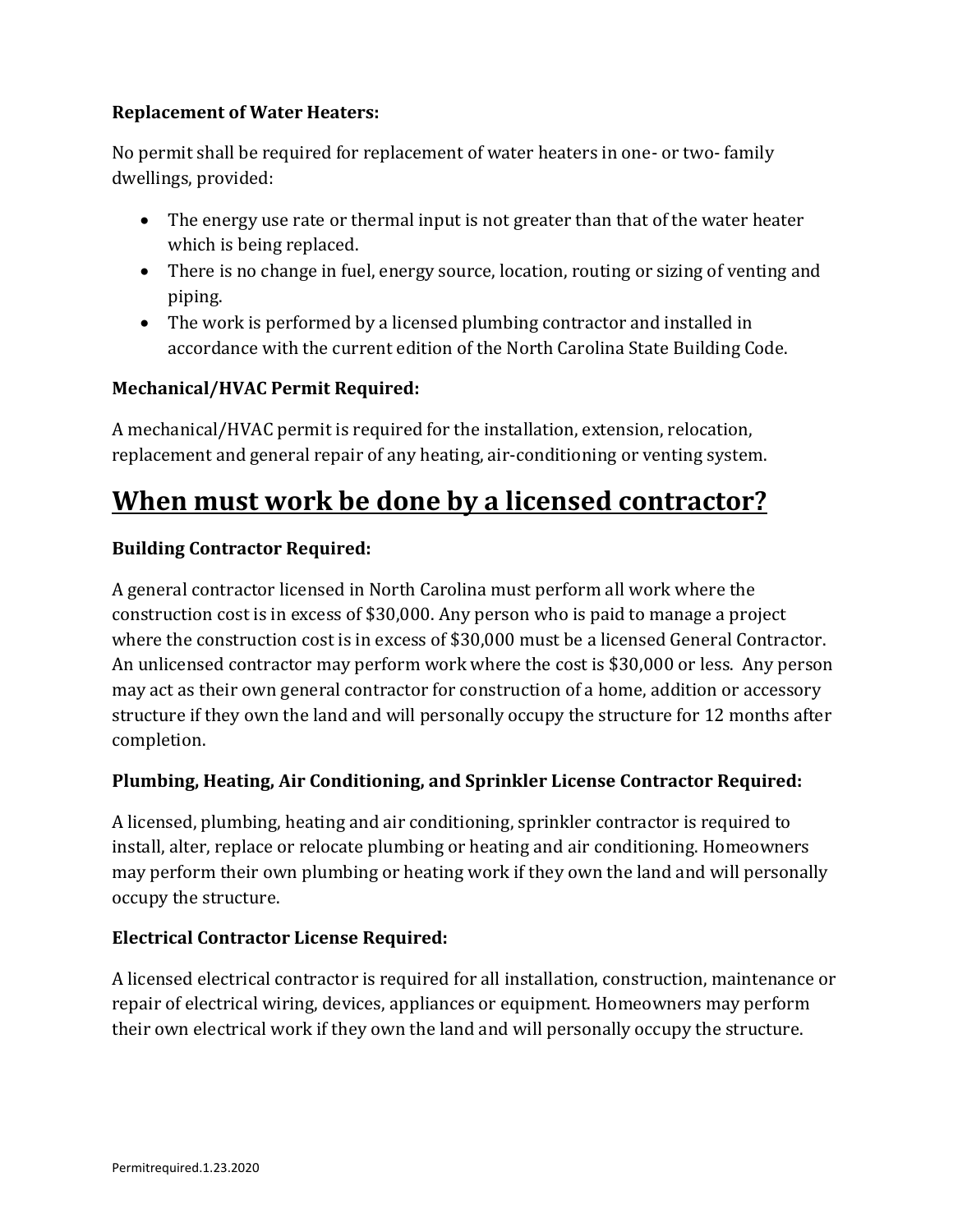**Replacement of Water Heaters:**

No permit shall be required for replacement of water heaters in one- or two- family dwellings, provided:

- The energy use rate or thermal input is not greater than that of the water heater which is being replaced.
- There is no change in fuel, energy source, location, routing or sizing of venting and piping.
- The work is performed by a licensed plumbing contractor and installed in accordance with the current edition of the North Carolina State Building Code.

**Mechanical/HVAC Permit Required:**

A mechanical/HVAC permit is required for the installation, extension, relocation, replacement and general repair of any heating, air-conditioning or venting system.

## When must work be done by a licensed contractor?

**Building Contractor Required:**

A general contractor licensed in North Carolina must perform all work where the construction cost is in excess of $30,000. Any person who is paid to manage a project where the construction cost is in excess of $30,000 must be a licensed General Contractor. An unlicensed contractor may perform work where the cost is $30,000 or less. Any person may act as their own general contractor for construction of a home, addition or accessory structure if they own the land and will personally occupy the structure for 12 months after completion.

**Plumbing, Heating, Air Conditioning, and Sprinkler License Contractor Required:**

A licensed, plumbing, heating and air conditioning, sprinkler contractor is required to install, alter, replace or relocate plumbing or heating and air conditioning. Homeowners may perform their own plumbing or heating work if they own the land and will personally occupy the structure.

**Electrical Contractor License Required:**

A licensed electrical contractor is required for all installation, construction, maintenance or repair of electrical wiring, devices, appliances or equipment. Homeowners may perform their own electrical work if they own the land and will personally occupy the structure.